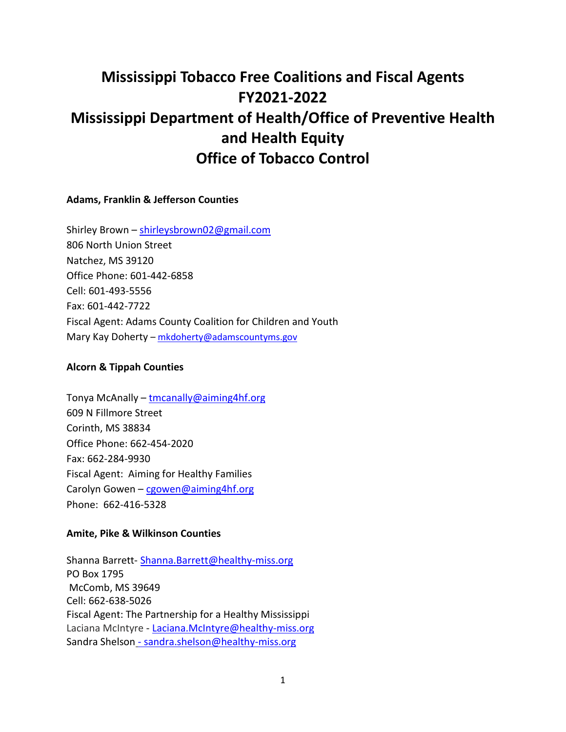# Mississippi Tobacco Free Coalitions and Fiscal Agents FY2021-2022 Mississippi Department of Health/Office of Preventive Health and Health Equity Office of Tobacco Control

**Adams, Franklin & Jefferson Counties**

Shirley Brown – shirleysbrown02@gmail.com  
806 North Union Street  
Natchez, MS 39120  
Office Phone: 601-442-6858  
Cell: 601-493-5556  
Fax: 601-442-7722  
Fiscal Agent: Adams County Coalition for Children and Youth  
Mary Kay Doherty – mkdoherty@adamscountyms.gov

**Alcorn & Tippah Counties**

Tonya McAnally – tmcanally@aiming4hf.org  
609 N Fillmore Street  
Corinth, MS 38834  
Office Phone: 662-454-2020  
Fax: 662-284-9930  
Fiscal Agent: Aiming for Healthy Families  
Carolyn Gowen – cgowen@aiming4hf.org  
Phone: 662-416-5328

**Amite, Pike & Wilkinson Counties**

Shanna Barrett- Shanna.Barrett@healthy-miss.org  
PO Box 1795  
McComb, MS 39649  
Cell: 662-638-5026  
Fiscal Agent: The Partnership for a Healthy Mississippi  
Laciana McIntyre - Laciana.McIntyre@healthy-miss.org  
Sandra Shelson - sandra.shelson@healthy-miss.org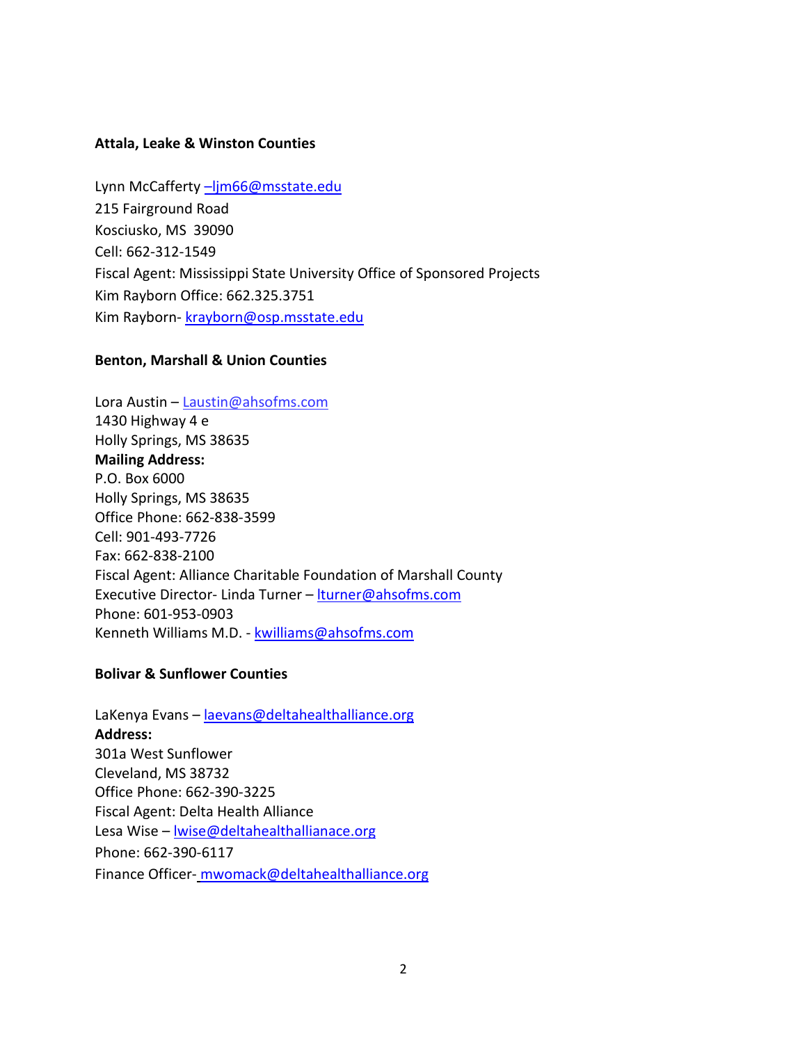**Attala, Leake & Winston Counties**

Lynn McCafferty –ljm66@msstate.edu
215 Fairground Road
Kosciusko, MS  39090
Cell: 662-312-1549
Fiscal Agent: Mississippi State University Office of Sponsored Projects
Kim Rayborn Office: 662.325.3751
Kim Rayborn- krayborn@osp.msstate.edu

**Benton, Marshall & Union Counties**

Lora Austin – Laustin@ahsofms.com
1430 Highway 4 e
Holly Springs, MS 38635
**Mailing Address:**
P.O. Box 6000
Holly Springs, MS 38635
Office Phone: 662-838-3599
Cell: 901-493-7726
Fax: 662-838-2100
Fiscal Agent: Alliance Charitable Foundation of Marshall County
Executive Director- Linda Turner – lturner@ahsofms.com
Phone: 601-953-0903
Kenneth Williams M.D. - kwilliams@ahsofms.com

**Bolivar & Sunflower Counties**

LaKenya Evans – laevans@deltahealthalliance.org
**Address:**
301a West Sunflower
Cleveland, MS 38732
Office Phone: 662-390-3225
Fiscal Agent: Delta Health Alliance
Lesa Wise – lwise@deltahealthallianace.org
Phone: 662-390-6117
Finance Officer- mwomack@deltahealthalliance.org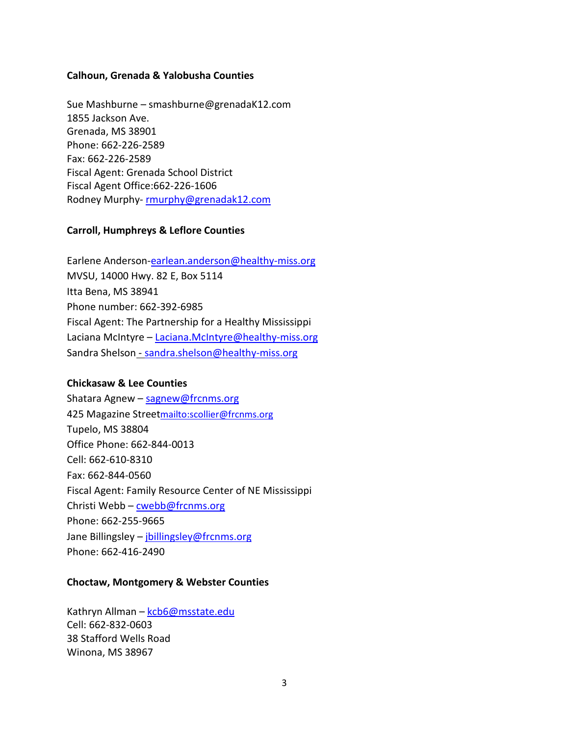**Calhoun, Grenada & Yalobusha Counties**

Sue Mashburne – smashburne@grenadaK12.com
1855 Jackson Ave.
Grenada, MS 38901
Phone: 662-226-2589
Fax: 662-226-2589
Fiscal Agent: Grenada School District
Fiscal Agent Office:662-226-1606
Rodney Murphy- rmurphy@grenadak12.com

**Carroll, Humphreys & Leflore Counties**

Earlene Anderson-earlean.anderson@healthy-miss.org
MVSU, 14000 Hwy. 82 E, Box 5114
Itta Bena, MS 38941
Phone number: 662-392-6985
Fiscal Agent: The Partnership for a Healthy Mississippi
Laciana McIntyre – Laciana.McIntyre@healthy-miss.org
Sandra Shelson - sandra.shelson@healthy-miss.org

**Chickasaw & Lee Counties**

Shatara Agnew – sagnew@frcnms.org
425 Magazine Streetmailto:scollier@frcnms.org
Tupelo, MS 38804
Office Phone: 662-844-0013
Cell: 662-610-8310
Fax: 662-844-0560
Fiscal Agent: Family Resource Center of NE Mississippi
Christi Webb – cwebb@frcnms.org
Phone: 662-255-9665
Jane Billingsley – jbillingsley@frcnms.org
Phone: 662-416-2490

**Choctaw, Montgomery & Webster Counties**

Kathryn Allman – kcb6@msstate.edu
Cell: 662-832-0603
38 Stafford Wells Road
Winona, MS 38967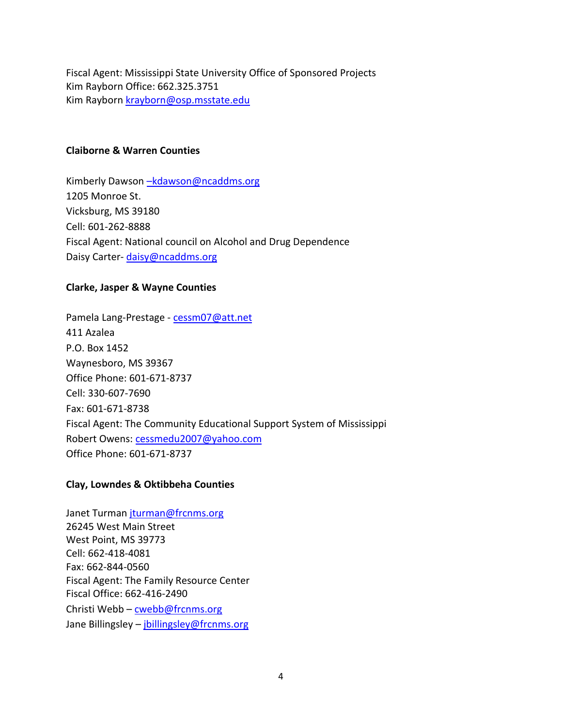Fiscal Agent: Mississippi State University Office of Sponsored Projects
Kim Rayborn Office: 662.325.3751
Kim Rayborn krayborn@osp.msstate.edu

**Claiborne & Warren Counties**

Kimberly Dawson –kdawson@ncaddms.org
1205 Monroe St.
Vicksburg, MS 39180
Cell: 601-262-8888
Fiscal Agent: National council on Alcohol and Drug Dependence
Daisy Carter- daisy@ncaddms.org

**Clarke, Jasper & Wayne Counties**

Pamela Lang-Prestage - cessm07@att.net
411 Azalea
P.O. Box 1452
Waynesboro, MS 39367
Office Phone: 601-671-8737
Cell: 330-607-7690
Fax: 601-671-8738
Fiscal Agent: The Community Educational Support System of Mississippi
Robert Owens: cessmedu2007@yahoo.com
Office Phone: 601-671-8737

**Clay, Lowndes & Oktibbeha Counties**

Janet Turman jturman@frcnms.org
26245 West Main Street
West Point, MS 39773
Cell: 662-418-4081
Fax: 662-844-0560
Fiscal Agent: The Family Resource Center
Fiscal Office: 662-416-2490
Christi Webb – cwebb@frcnms.org
Jane Billingsley – jbillingsley@frcnms.org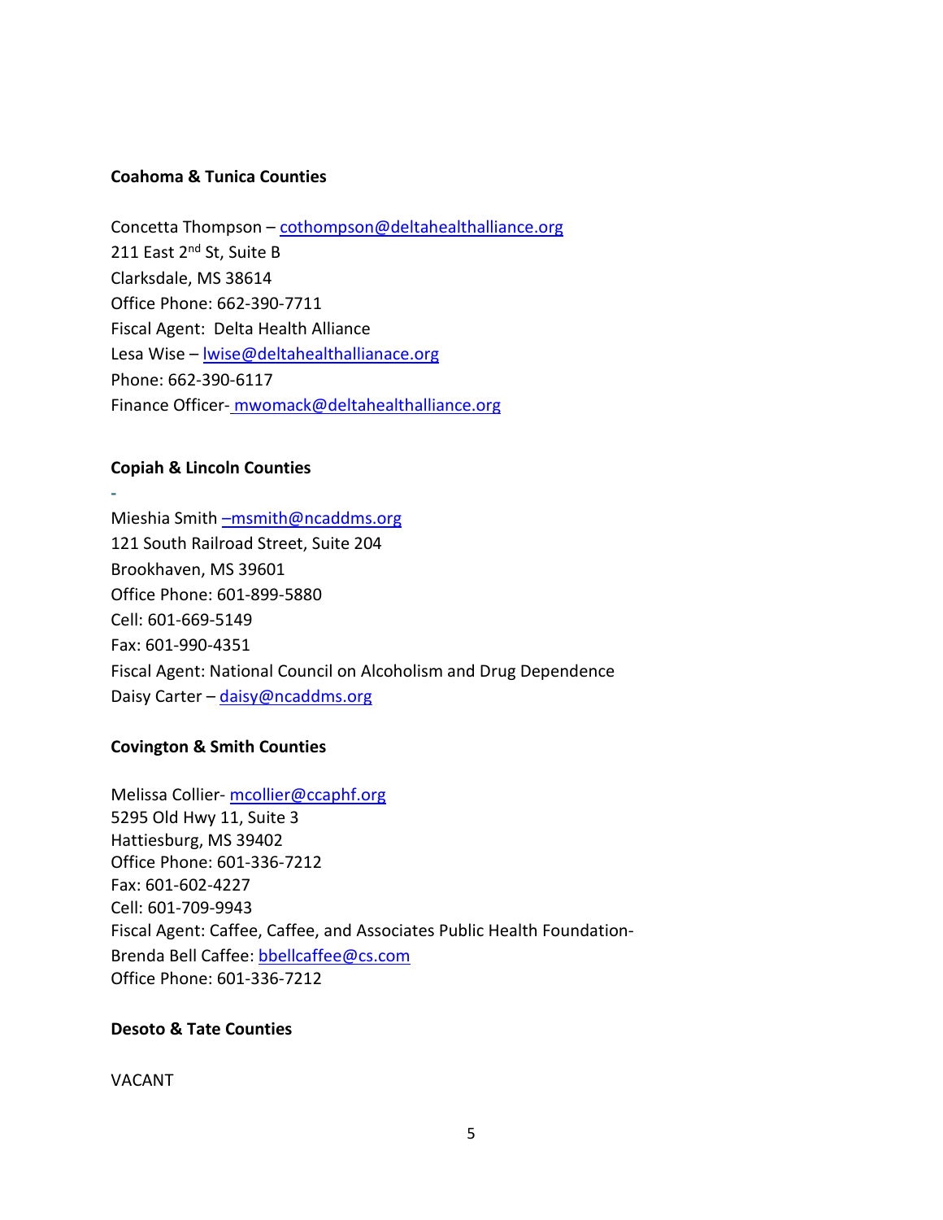**Coahoma & Tunica Counties**

Concetta Thompson – cothompson@deltahealthalliance.org
211 East 2nd St, Suite B
Clarksdale, MS 38614
Office Phone: 662-390-7711
Fiscal Agent: Delta Health Alliance
Lesa Wise – lwise@deltahealthallianace.org
Phone: 662-390-6117
Finance Officer- mwomack@deltahealthalliance.org

**Copiah & Lincoln Counties**

-

Mieshia Smith –msmith@ncaddms.org
121 South Railroad Street, Suite 204
Brookhaven, MS 39601
Office Phone: 601-899-5880
Cell: 601-669-5149
Fax: 601-990-4351
Fiscal Agent: National Council on Alcoholism and Drug Dependence
Daisy Carter – daisy@ncaddms.org

**Covington & Smith Counties**

Melissa Collier- mcollier@ccaphf.org
5295 Old Hwy 11, Suite 3
Hattiesburg, MS 39402
Office Phone: 601-336-7212
Fax: 601-602-4227
Cell: 601-709-9943
Fiscal Agent: Caffee, Caffee, and Associates Public Health Foundation-
Brenda Bell Caffee: bbellcaffee@cs.com
Office Phone: 601-336-7212

**Desoto & Tate Counties**

VACANT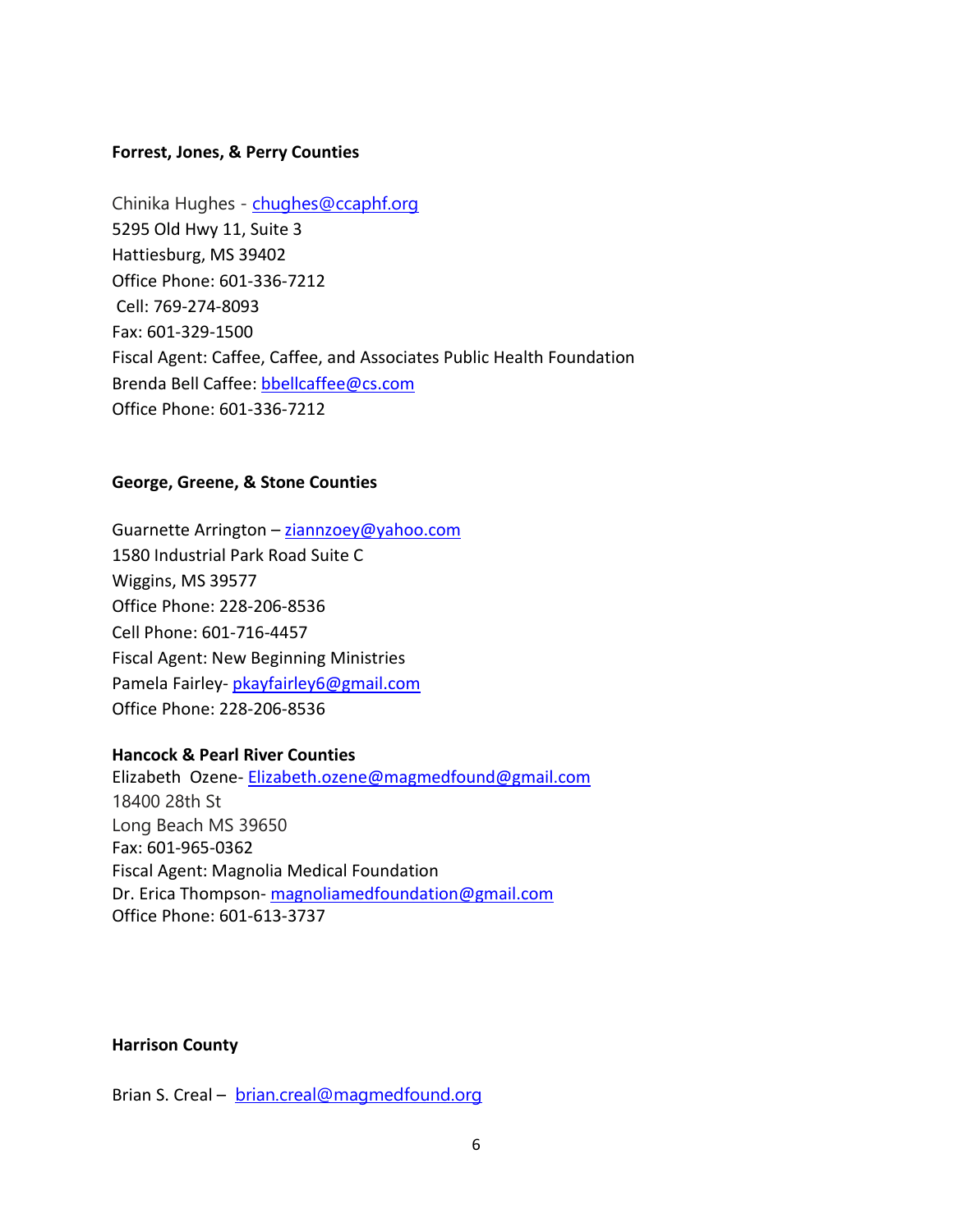**Forrest, Jones, & Perry Counties**

Chinika Hughes - chughes@ccaphf.org
5295 Old Hwy 11, Suite 3
Hattiesburg, MS 39402
Office Phone: 601-336-7212
Cell: 769-274-8093
Fax: 601-329-1500
Fiscal Agent: Caffee, Caffee, and Associates Public Health Foundation
Brenda Bell Caffee: bbellcaffee@cs.com
Office Phone: 601-336-7212

**George, Greene, & Stone Counties**

Guarnette Arrington – ziannzoey@yahoo.com
1580 Industrial Park Road Suite C
Wiggins, MS 39577
Office Phone: 228-206-8536
Cell Phone: 601-716-4457
Fiscal Agent: New Beginning Ministries
Pamela Fairley- pkayfairley6@gmail.com
Office Phone: 228-206-8536

**Hancock & Pearl River Counties**
Elizabeth Ozene- Elizabeth.ozene@magmedfound@gmail.com
18400 28th St
Long Beach MS 39650
Fax: 601-965-0362
Fiscal Agent: Magnolia Medical Foundation
Dr. Erica Thompson- magnoliamedfoundation@gmail.com
Office Phone: 601-613-3737

**Harrison County**

Brian S. Creal – brian.creal@magmedfound.org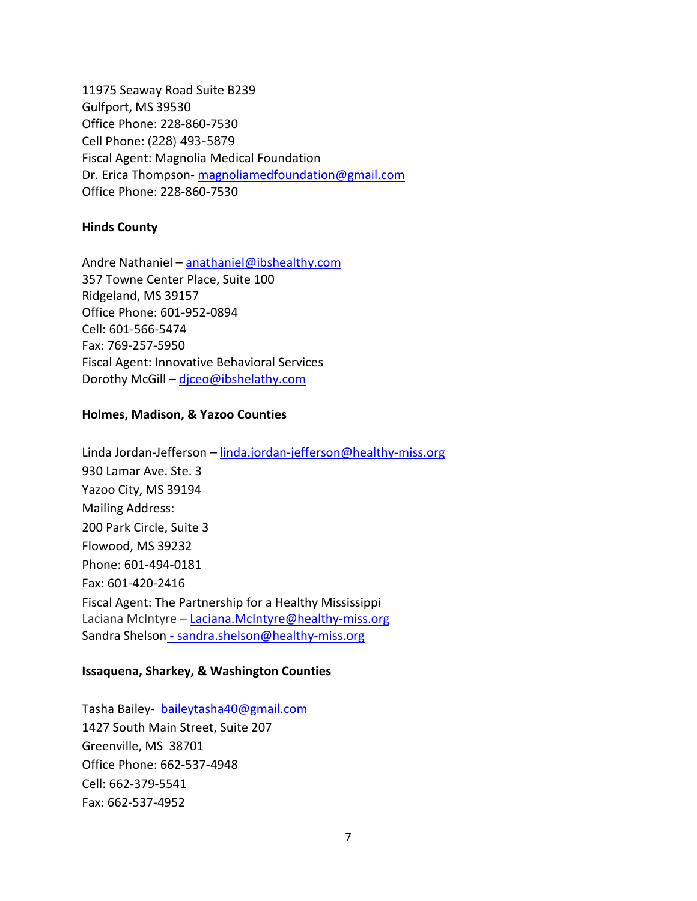11975 Seaway Road Suite B239
Gulfport, MS 39530
Office Phone: 228-860-7530
Cell Phone: (228) 493-5879
Fiscal Agent: Magnolia Medical Foundation
Dr. Erica Thompson- magnoliamedfoundation@gmail.com
Office Phone: 228-860-7530

**Hinds County**

Andre Nathaniel – anathaniel@ibshealthy.com
357 Towne Center Place, Suite 100
Ridgeland, MS 39157
Office Phone: 601-952-0894
Cell: 601-566-5474
Fax: 769-257-5950
Fiscal Agent: Innovative Behavioral Services
Dorothy McGill – djceo@ibshelathy.com

**Holmes, Madison, & Yazoo Counties**

Linda Jordan-Jefferson – linda.jordan-jefferson@healthy-miss.org
930 Lamar Ave. Ste. 3
Yazoo City, MS 39194
Mailing Address:
200 Park Circle, Suite 3
Flowood, MS 39232
Phone: 601-494-0181
Fax: 601-420-2416
Fiscal Agent: The Partnership for a Healthy Mississippi
Laciana McIntyre – Laciana.McIntyre@healthy-miss.org
Sandra Shelson - sandra.shelson@healthy-miss.org

**Issaquena, Sharkey, & Washington Counties**

Tasha Bailey- baileytasha40@gmail.com
1427 South Main Street, Suite 207
Greenville, MS 38701
Office Phone: 662-537-4948
Cell: 662-379-5541
Fax: 662-537-4952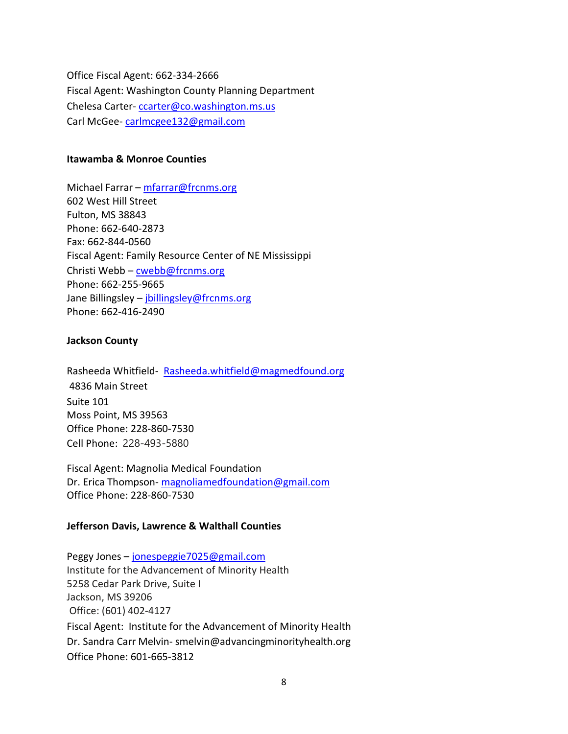Office Fiscal Agent: 662-334-2666
Fiscal Agent: Washington County Planning Department
Chelesa Carter- ccarter@co.washington.ms.us
Carl McGee- carlmcgee132@gmail.com

**Itawamba & Monroe Counties**

Michael Farrar – mfarrar@frcnms.org
602 West Hill Street
Fulton, MS 38843
Phone: 662-640-2873
Fax: 662-844-0560
Fiscal Agent: Family Resource Center of NE Mississippi
Christi Webb – cwebb@frcnms.org
Phone: 662-255-9665
Jane Billingsley – jbillingsley@frcnms.org
Phone: 662-416-2490

**Jackson County**

Rasheeda Whitfield- Rasheeda.whitfield@magmedfound.org
4836 Main Street
Suite 101
Moss Point, MS 39563
Office Phone: 228-860-7530
Cell Phone: 228-493-5880

Fiscal Agent: Magnolia Medical Foundation
Dr. Erica Thompson- magnoliamedfoundation@gmail.com
Office Phone: 228-860-7530

**Jefferson Davis, Lawrence & Walthall Counties**

Peggy Jones – jonespeggie7025@gmail.com
Institute for the Advancement of Minority Health
5258 Cedar Park Drive, Suite I
Jackson, MS 39206
Office: (601) 402-4127
Fiscal Agent: Institute for the Advancement of Minority Health
Dr. Sandra Carr Melvin- smelvin@advancingminorityhealth.org
Office Phone: 601-665-3812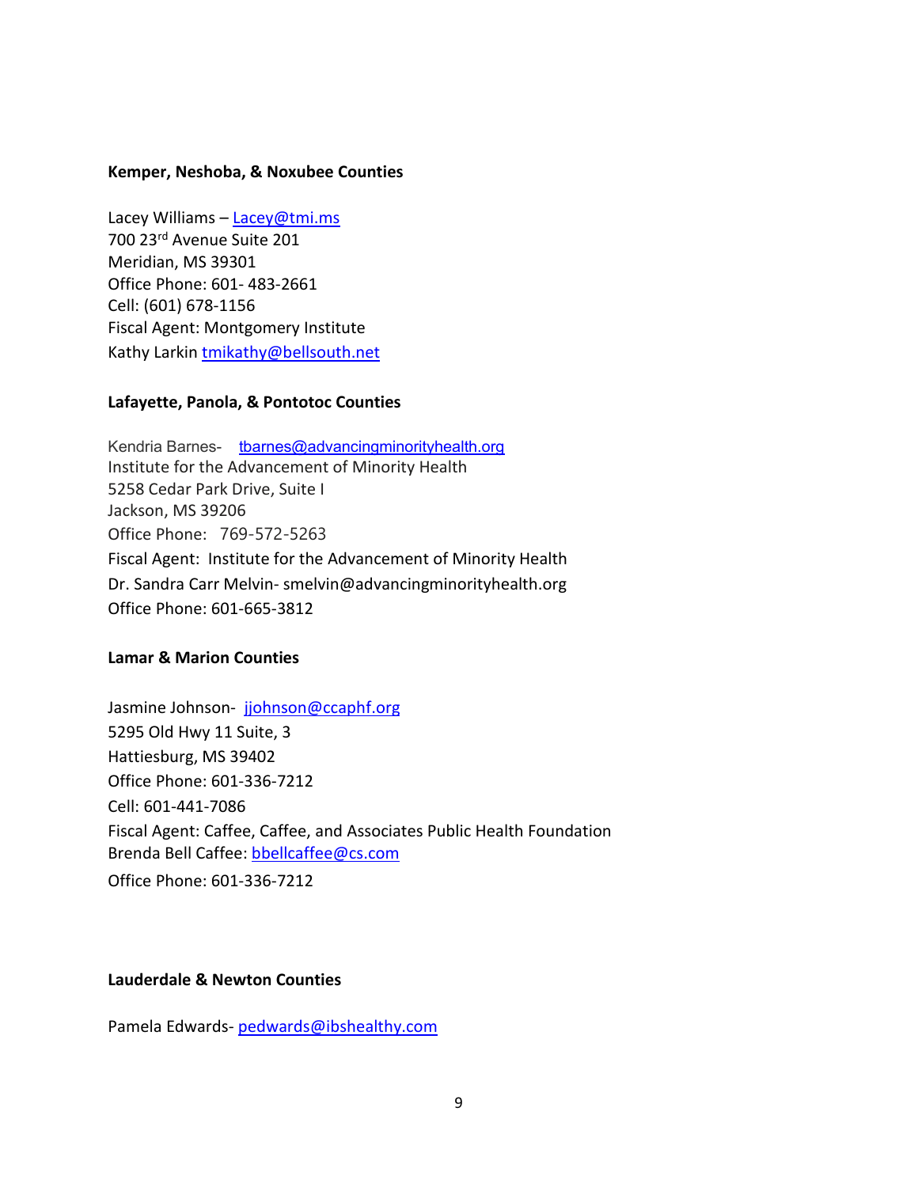**Kemper, Neshoba, & Noxubee Counties**

Lacey Williams – Lacey@tmi.ms
700 23rd Avenue Suite 201
Meridian, MS 39301
Office Phone: 601- 483-2661
Cell: (601) 678-1156
Fiscal Agent: Montgomery Institute
Kathy Larkin tmikathy@bellsouth.net

**Lafayette, Panola, & Pontotoc Counties**

Kendria Barnes- tbarnes@advancingminorityhealth.org
Institute for the Advancement of Minority Health
5258 Cedar Park Drive, Suite I
Jackson, MS 39206
Office Phone: 769-572-5263
Fiscal Agent: Institute for the Advancement of Minority Health
Dr. Sandra Carr Melvin- smelvin@advancingminorityhealth.org
Office Phone: 601-665-3812

**Lamar & Marion Counties**

Jasmine Johnson- jjohnson@ccaphf.org
5295 Old Hwy 11 Suite, 3
Hattiesburg, MS 39402
Office Phone: 601-336-7212
Cell: 601-441-7086
Fiscal Agent: Caffee, Caffee, and Associates Public Health Foundation
Brenda Bell Caffee: bbellcaffee@cs.com
Office Phone: 601-336-7212

**Lauderdale & Newton Counties**

Pamela Edwards- pedwards@ibshealthy.com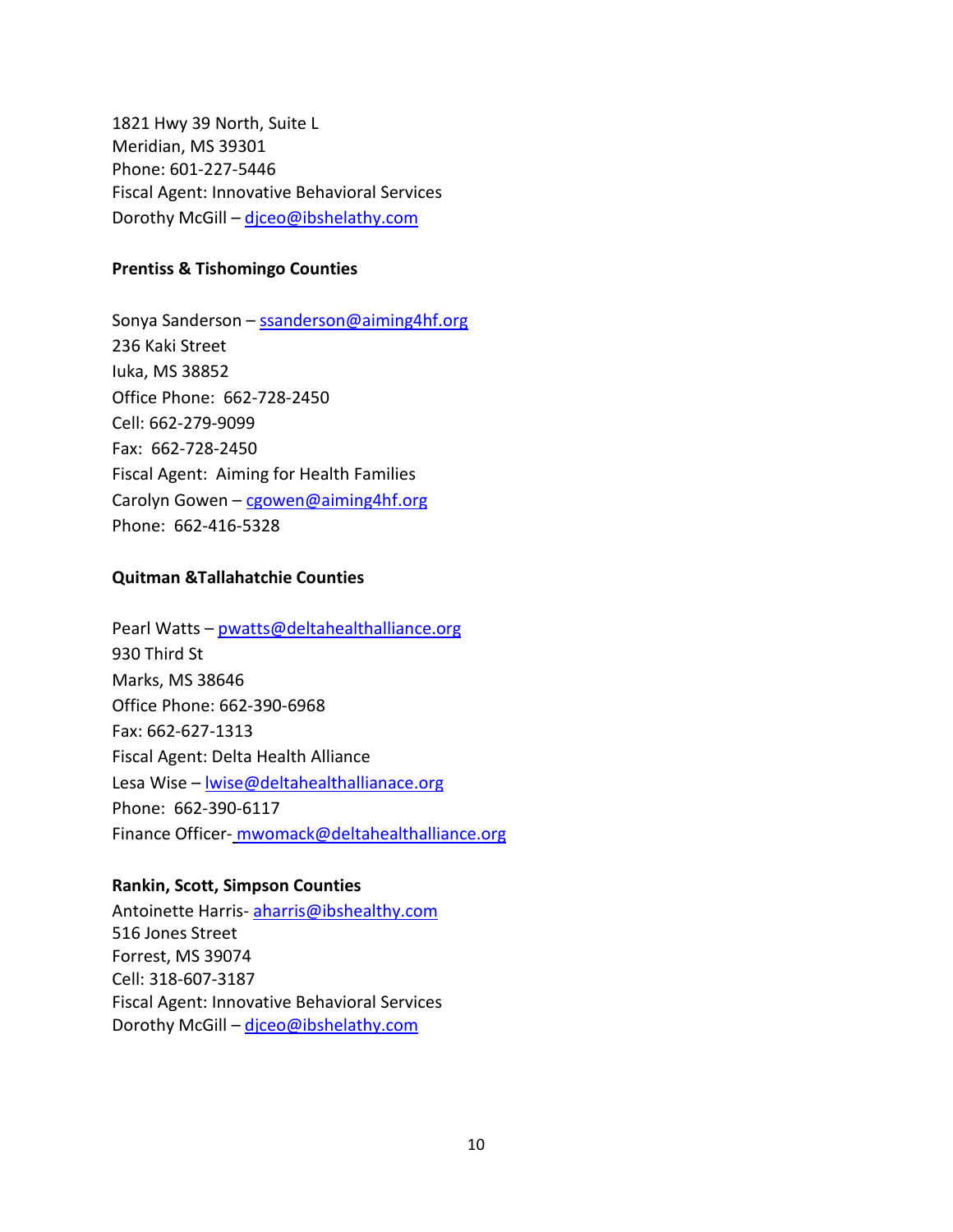1821 Hwy 39 North, Suite L
Meridian, MS 39301
Phone: 601-227-5446
Fiscal Agent: Innovative Behavioral Services
Dorothy McGill – djceo@ibshelathy.com

**Prentiss & Tishomingo Counties**

Sonya Sanderson – ssanderson@aiming4hf.org
236 Kaki Street
Iuka, MS 38852
Office Phone: 662-728-2450
Cell: 662-279-9099
Fax: 662-728-2450
Fiscal Agent: Aiming for Health Families
Carolyn Gowen – cgowen@aiming4hf.org
Phone: 662-416-5328

**Quitman &Tallahatchie Counties**

Pearl Watts – pwatts@deltahealthalliance.org
930 Third St
Marks, MS 38646
Office Phone: 662-390-6968
Fax: 662-627-1313
Fiscal Agent: Delta Health Alliance
Lesa Wise – lwise@deltahealthallianace.org
Phone: 662-390-6117
Finance Officer- mwomack@deltahealthalliance.org

**Rankin, Scott, Simpson Counties**

Antoinette Harris- aharris@ibshealthy.com
516 Jones Street
Forrest, MS 39074
Cell: 318-607-3187
Fiscal Agent: Innovative Behavioral Services
Dorothy McGill – djceo@ibshelathy.com